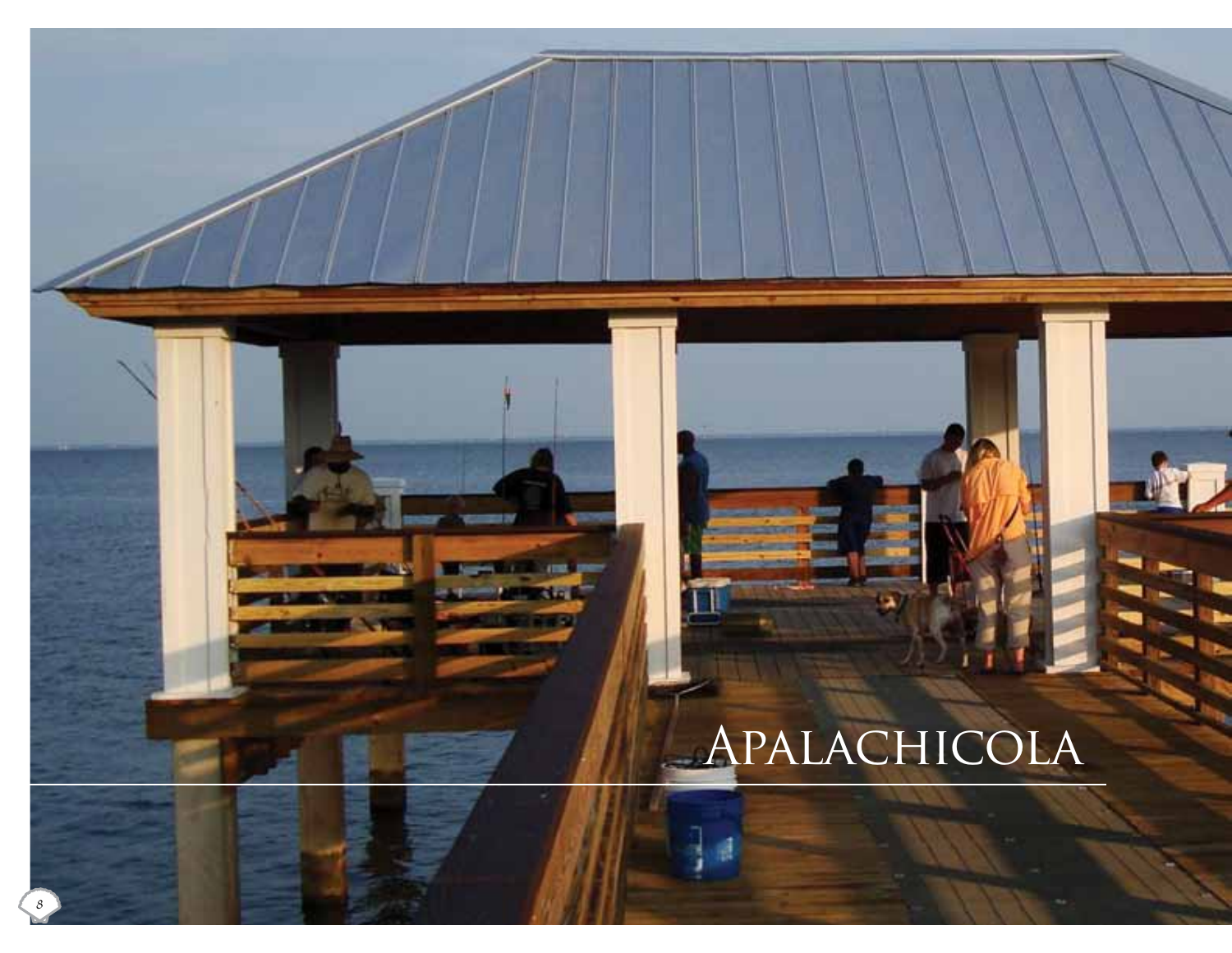# Apalachicola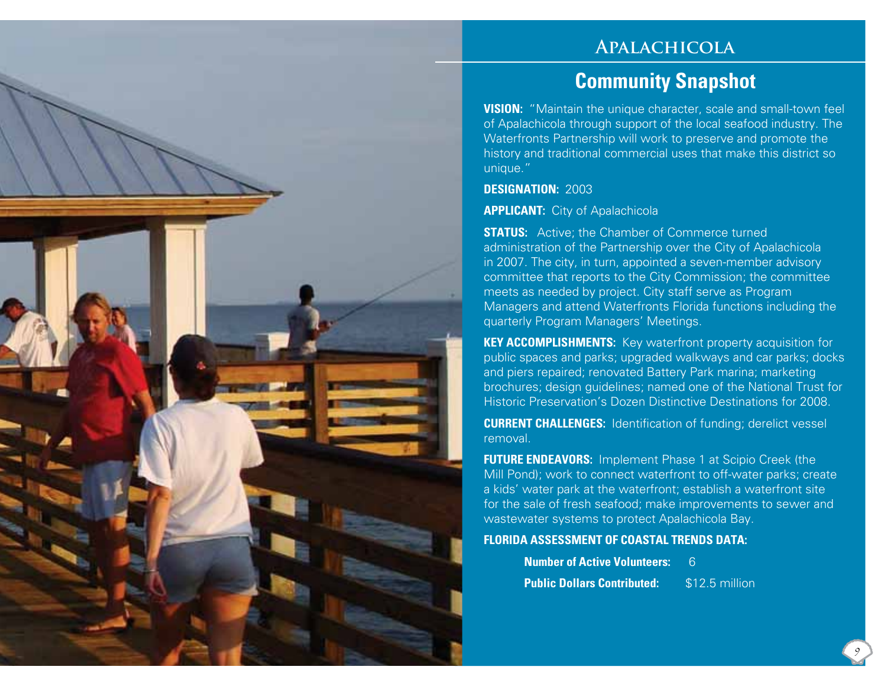# Apalachicola

## Community Snapshot

**VISION:** "Maintain the unique character, scale and small-town feel of Apalachicola through support of the local seafood industry. The Waterfronts Partnership will work to preserve and promote the history and traditional commercial uses that make this district so unique."

**DESIGNATION:** 2003

**APPLICANT:** City of Apalachicola

**STATUS:** Active; the Chamber of Commerce turned administration of the Partnership over the City of Apalachicola in 2007. The city, in turn, appointed a seven-member advisory committee that reports to the City Commission; the committee meets as needed by project. City staff serve as Program Managers and attend Waterfronts Florida functions including the quarterly Program Managers' Meetings.

**KEY ACCOMPLISHMENTS:** Key waterfront property acquisition for public spaces and parks; upgraded walkways and car parks; docks and piers repaired; renovated Battery Park marina; marketing brochures; design guidelines; named one of the National Trust for Historic Preservation's Dozen Distinctive Destinations for 2008.

**CURRENT CHALLENGES:** Identification of funding; derelict vessel removal.

**FUTURE ENDEAVORS:** Implement Phase 1 at Scipio Creek (the Mill Pond); work to connect waterfront to off-water parks; create a kids' water park at the waterfront; establish a waterfront site for the sale of fresh seafood; make improvements to sewer and wastewater systems to protect Apalachicola Bay.

**FLORIDA ASSESSMENT OF COASTAL TRENDS DATA:**

**Number of Active Volunteers:** 6

**Public Dollars Contributed:** $12.5 million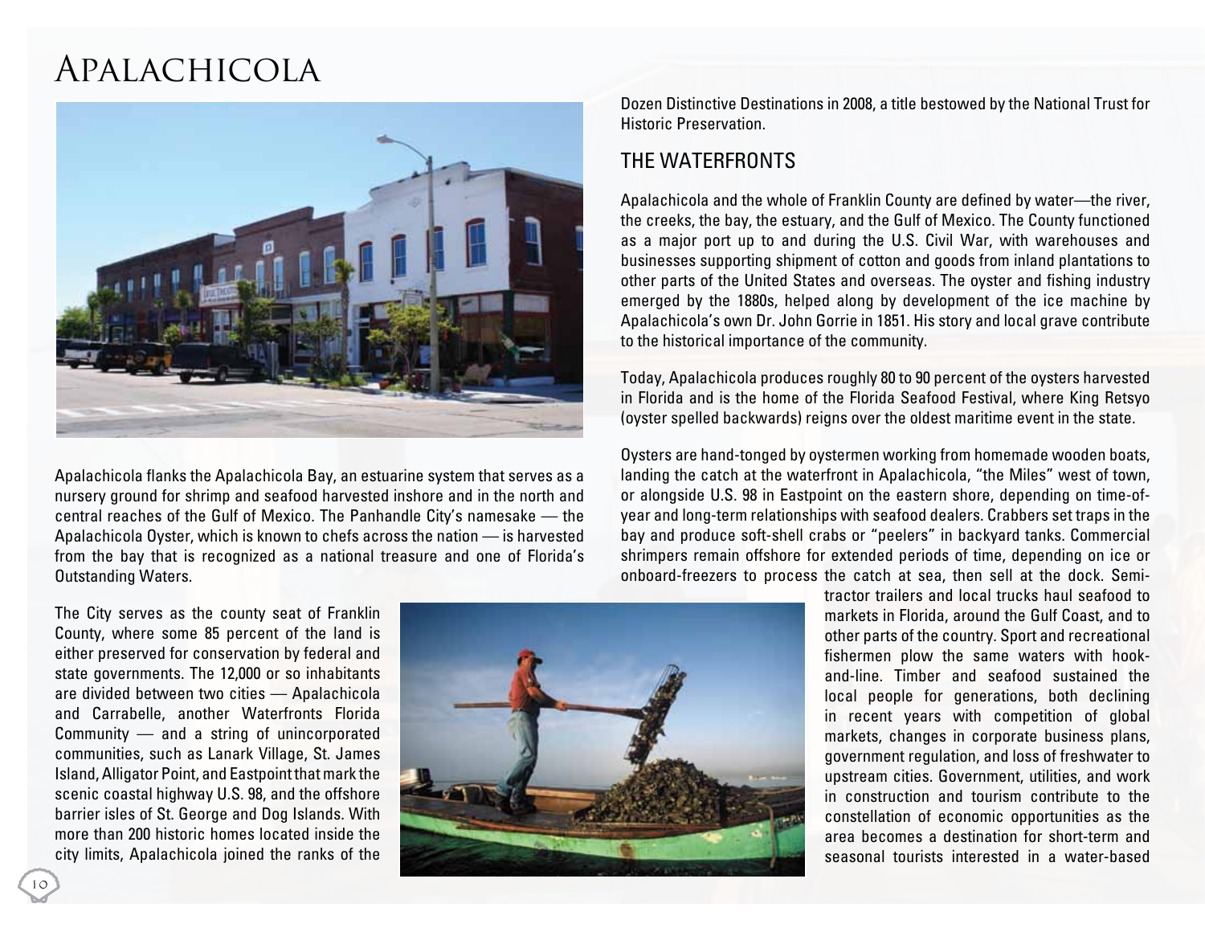# Apalachicola

Apalachicola flanks the Apalachicola Bay, an estuarine system that serves as a nursery ground for shrimp and seafood harvested inshore and in the north and central reaches of the Gulf of Mexico. The Panhandle City's namesake — the Apalachicola Oyster, which is known to chefs across the nation — is harvested from the bay that is recognized as a national treasure and one of Florida's Outstanding Waters.

The City serves as the county seat of Franklin County, where some 85 percent of the land is either preserved for conservation by federal and state governments. The 12,000 or so inhabitants are divided between two cities — Apalachicola and Carrabelle, another Waterfronts Florida Community — and a string of unincorporated communities, such as Lanark Village, St. James Island, Alligator Point, and Eastpoint that mark the scenic coastal highway U.S. 98, and the offshore barrier isles of St. George and Dog Islands. With more than 200 historic homes located inside the city limits, Apalachicola joined the ranks of the Dozen Distinctive Destinations in 2008, a title bestowed by the National Trust for Historic Preservation.

## THE WATERFRONTS

Apalachicola and the whole of Franklin County are defined by water—the river, the creeks, the bay, the estuary, and the Gulf of Mexico. The County functioned as a major port up to and during the U.S. Civil War, with warehouses and businesses supporting shipment of cotton and goods from inland plantations to other parts of the United States and overseas. The oyster and fishing industry emerged by the 1880s, helped along by development of the ice machine by Apalachicola's own Dr. John Gorrie in 1851. His story and local grave contribute to the historical importance of the community.

Today, Apalachicola produces roughly 80 to 90 percent of the oysters harvested in Florida and is the home of the Florida Seafood Festival, where King Retsyo (oyster spelled backwards) reigns over the oldest maritime event in the state.

Oysters are hand-tonged by oystermen working from homemade wooden boats, landing the catch at the waterfront in Apalachicola, "the Miles" west of town, or alongside U.S. 98 in Eastpoint on the eastern shore, depending on time-of-year and long-term relationships with seafood dealers. Crabbers set traps in the bay and produce soft-shell crabs or "peelers" in backyard tanks. Commercial shrimpers remain offshore for extended periods of time, depending on ice or onboard-freezers to process the catch at sea, then sell at the dock. Semi-tractor trailers and local trucks haul seafood to markets in Florida, around the Gulf Coast, and to other parts of the country. Sport and recreational fishermen plow the same waters with hook-and-line. Timber and seafood sustained the local people for generations, both declining in recent years with competition of global markets, changes in corporate business plans, government regulation, and loss of freshwater to upstream cities. Government, utilities, and work in construction and tourism contribute to the constellation of economic opportunities as the area becomes a destination for short-term and seasonal tourists interested in a water-based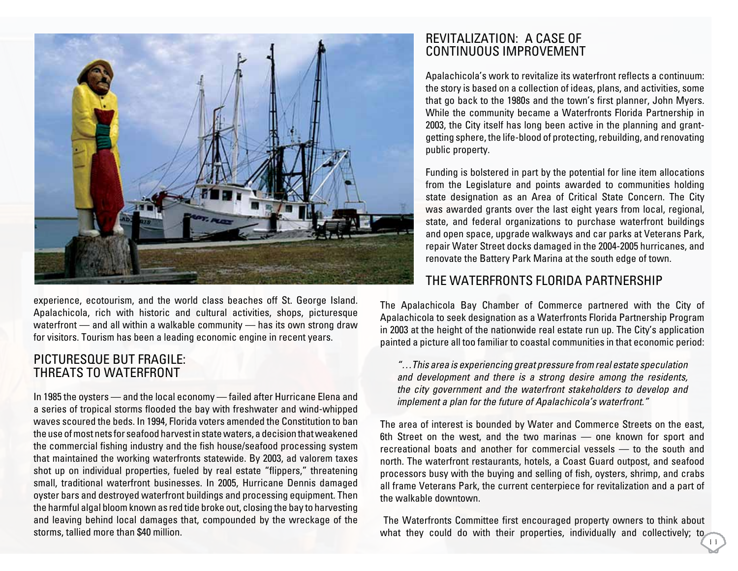experience, ecotourism, and the world class beaches off St. George Island. Apalachicola, rich with historic and cultural activities, shops, picturesque waterfront — and all within a walkable community — has its own strong draw for visitors. Tourism has been a leading economic engine in recent years.

## PICTURESQUE BUT FRAGILE: THREATS TO WATERFRONT

In 1985 the oysters — and the local economy — failed after Hurricane Elena and a series of tropical storms flooded the bay with freshwater and wind-whipped waves scoured the beds. In 1994, Florida voters amended the Constitution to ban the use of most nets for seafood harvest in state waters, a decision that weakened the commercial fishing industry and the fish house/seafood processing system that maintained the working waterfronts statewide. By 2003, ad valorem taxes shot up on individual properties, fueled by real estate "flippers," threatening small, traditional waterfront businesses. In 2005, Hurricane Dennis damaged oyster bars and destroyed waterfront buildings and processing equipment. Then the harmful algal bloom known as red tide broke out, closing the bay to harvesting and leaving behind local damages that, compounded by the wreckage of the storms, tallied more than $40 million.

## REVITALIZATION: A CASE OF CONTINUOUS IMPROVEMENT

Apalachicola's work to revitalize its waterfront reflects a continuum: the story is based on a collection of ideas, plans, and activities, some that go back to the 1980s and the town's first planner, John Myers. While the community became a Waterfronts Florida Partnership in 2003, the City itself has long been active in the planning and grant-getting sphere, the life-blood of protecting, rebuilding, and renovating public property.

Funding is bolstered in part by the potential for line item allocations from the Legislature and points awarded to communities holding state designation as an Area of Critical State Concern. The City was awarded grants over the last eight years from local, regional, state, and federal organizations to purchase waterfront buildings and open space, upgrade walkways and car parks at Veterans Park, repair Water Street docks damaged in the 2004-2005 hurricanes, and renovate the Battery Park Marina at the south edge of town.

## THE WATERFRONTS FLORIDA PARTNERSHIP

The Apalachicola Bay Chamber of Commerce partnered with the City of Apalachicola to seek designation as a Waterfronts Florida Partnership Program in 2003 at the height of the nationwide real estate run up. The City's application painted a picture all too familiar to coastal communities in that economic period:

> *"...This area is experiencing great pressure from real estate speculation and development and there is a strong desire among the residents, the city government and the waterfront stakeholders to develop and implement a plan for the future of Apalachicola's waterfront."*

The area of interest is bounded by Water and Commerce Streets on the east, 6th Street on the west, and the two marinas — one known for sport and recreational boats and another for commercial vessels — to the south and north. The waterfront restaurants, hotels, a Coast Guard outpost, and seafood processors busy with the buying and selling of fish, oysters, shrimp, and crabs all frame Veterans Park, the current centerpiece for revitalization and a part of the walkable downtown.

The Waterfronts Committee first encouraged property owners to think about what they could do with their properties, individually and collectively; to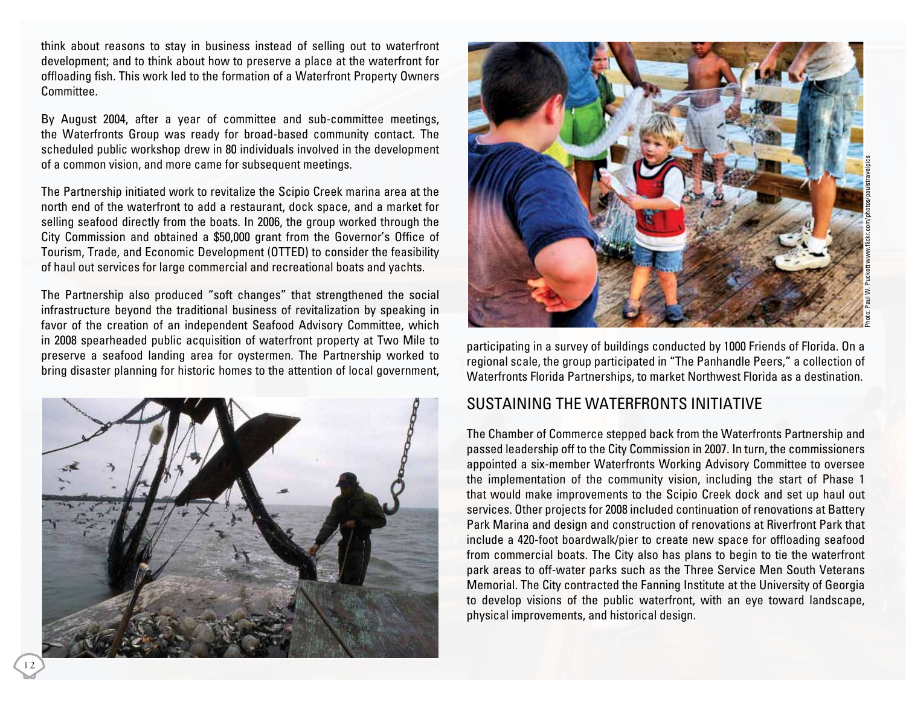think about reasons to stay in business instead of selling out to waterfront development; and to think about how to preserve a place at the waterfront for offloading fish. This work led to the formation of a Waterfront Property Owners Committee.

By August 2004, after a year of committee and sub-committee meetings, the Waterfronts Group was ready for broad-based community contact. The scheduled public workshop drew in 80 individuals involved in the development of a common vision, and more came for subsequent meetings.

The Partnership initiated work to revitalize the Scipio Creek marina area at the north end of the waterfront to add a restaurant, dock space, and a market for selling seafood directly from the boats. In 2006, the group worked through the City Commission and obtained a $50,000 grant from the Governor's Office of Tourism, Trade, and Economic Development (OTTED) to consider the feasibility of haul out services for large commercial and recreational boats and yachts.

The Partnership also produced "soft changes" that strengthened the social infrastructure beyond the traditional business of revitalization by speaking in favor of the creation of an independent Seafood Advisory Committee, which in 2008 spearheaded public acquisition of waterfront property at Two Mile to preserve a seafood landing area for oystermen. The Partnership worked to bring disaster planning for historic homes to the attention of local government, participating in a survey of buildings conducted by 1000 Friends of Florida. On a regional scale, the group participated in "The Panhandle Peers," a collection of Waterfronts Florida Partnerships, to market Northwest Florida as a destination.

Photo: Paul W. Puckett www.flickr.com/photos/paulstravelpics

## SUSTAINING THE WATERFRONTS INITIATIVE

The Chamber of Commerce stepped back from the Waterfronts Partnership and passed leadership off to the City Commission in 2007. In turn, the commissioners appointed a six-member Waterfronts Working Advisory Committee to oversee the implementation of the community vision, including the start of Phase 1 that would make improvements to the Scipio Creek dock and set up haul out services. Other projects for 2008 included continuation of renovations at Battery Park Marina and design and construction of renovations at Riverfront Park that include a 420-foot boardwalk/pier to create new space for offloading seafood from commercial boats. The City also has plans to begin to tie the waterfront park areas to off-water parks such as the Three Service Men South Veterans Memorial. The City contracted the Fanning Institute at the University of Georgia to develop visions of the public waterfront, with an eye toward landscape, physical improvements, and historical design.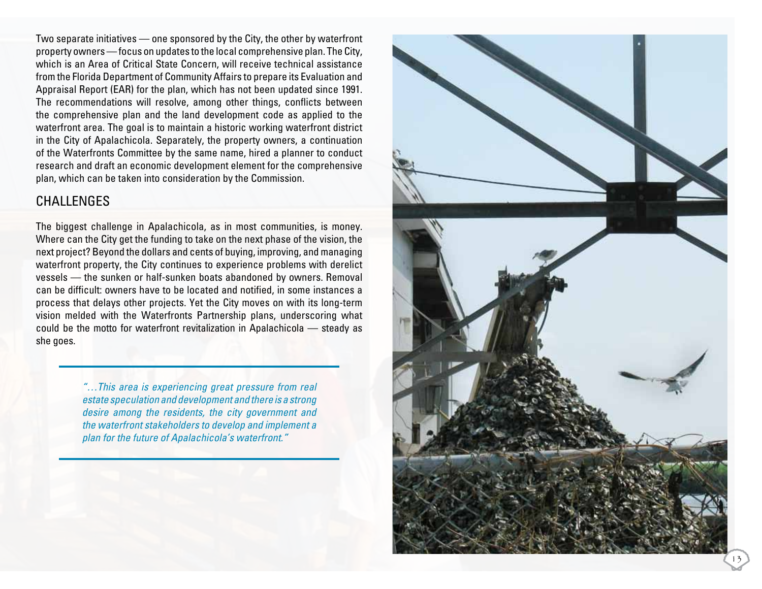Two separate initiatives — one sponsored by the City, the other by waterfront property owners — focus on updates to the local comprehensive plan. The City, which is an Area of Critical State Concern, will receive technical assistance from the Florida Department of Community Affairs to prepare its Evaluation and Appraisal Report (EAR) for the plan, which has not been updated since 1991. The recommendations will resolve, among other things, conflicts between the comprehensive plan and the land development code as applied to the waterfront area. The goal is to maintain a historic working waterfront district in the City of Apalachicola. Separately, the property owners, a continuation of the Waterfronts Committee by the same name, hired a planner to conduct research and draft an economic development element for the comprehensive plan, which can be taken into consideration by the Commission.

## CHALLENGES

The biggest challenge in Apalachicola, as in most communities, is money. Where can the City get the funding to take on the next phase of the vision, the next project? Beyond the dollars and cents of buying, improving, and managing waterfront property, the City continues to experience problems with derelict vessels — the sunken or half-sunken boats abandoned by owners. Removal can be difficult: owners have to be located and notified, in some instances a process that delays other projects. Yet the City moves on with its long-term vision melded with the Waterfronts Partnership plans, underscoring what could be the motto for waterfront revitalization in Apalachicola — steady as she goes.

> *"…This area is experiencing great pressure from real estate speculation and development and there is a strong desire among the residents, the city government and the waterfront stakeholders to develop and implement a plan for the future of Apalachicola's waterfront."*